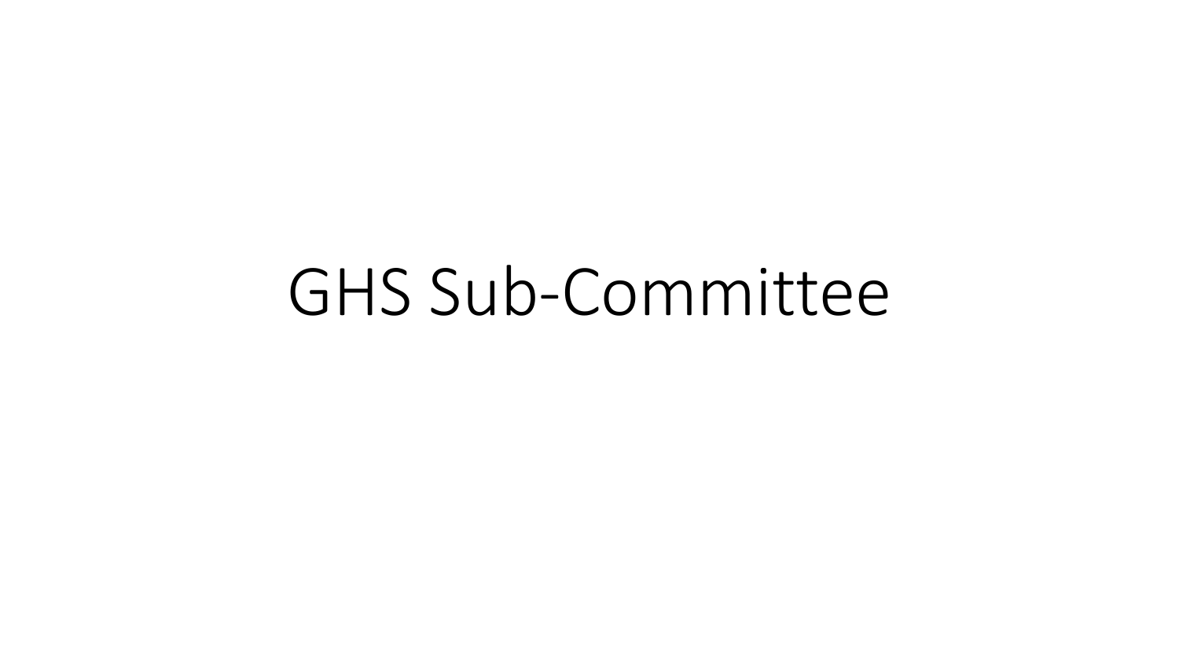# GHS Sub-Committee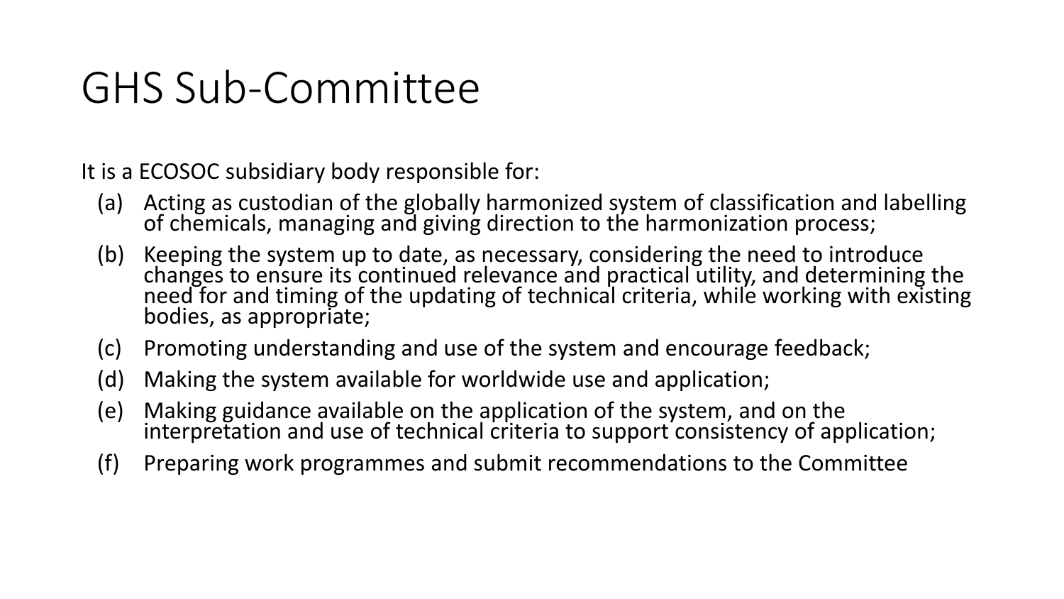# GHS Sub-Committee

It is a ECOSOC subsidiary body responsible for:

(a) Acting as custodian of the globally harmonized system of classification and labelling of chemicals, managing and giving direction to the harmonization process;

(b) Keeping the system up to date, as necessary, considering the need to introduce changes to ensure its continued relevance and practical utility, and determining the need for and timing of the updating of technical criteria, while working with existing bodies, as appropriate;

(c) Promoting understanding and use of the system and encourage feedback;

(d) Making the system available for worldwide use and application;

(e) Making guidance available on the application of the system, and on the interpretation and use of technical criteria to support consistency of application;

(f) Preparing work programmes and submit recommendations to the Committee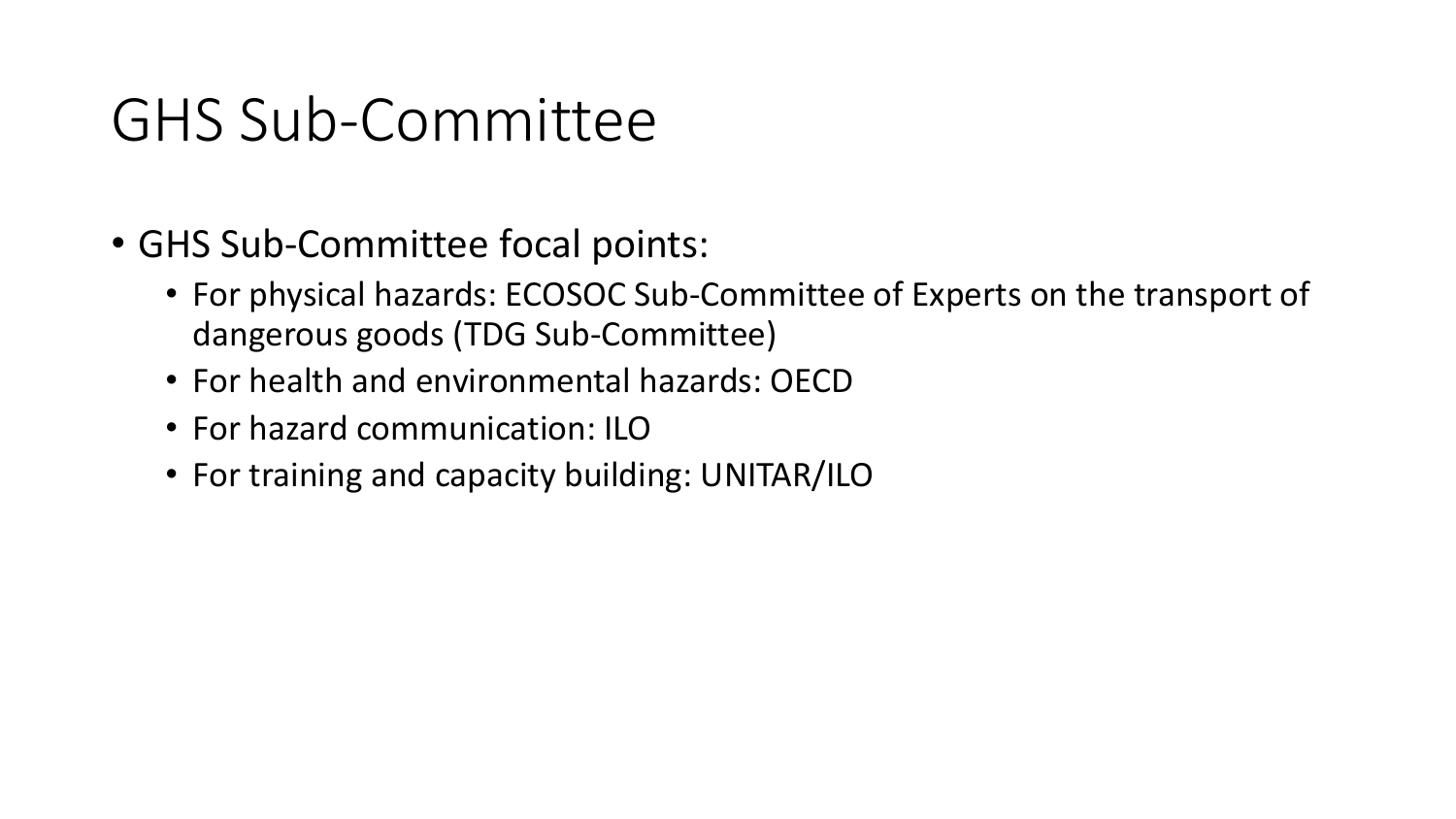# GHS Sub-Committee

- GHS Sub-Committee focal points:
  - For physical hazards: ECOSOC Sub-Committee of Experts on the transport of dangerous goods (TDG Sub-Committee)
  - For health and environmental hazards: OECD
  - For hazard communication: ILO
  - For training and capacity building: UNITAR/ILO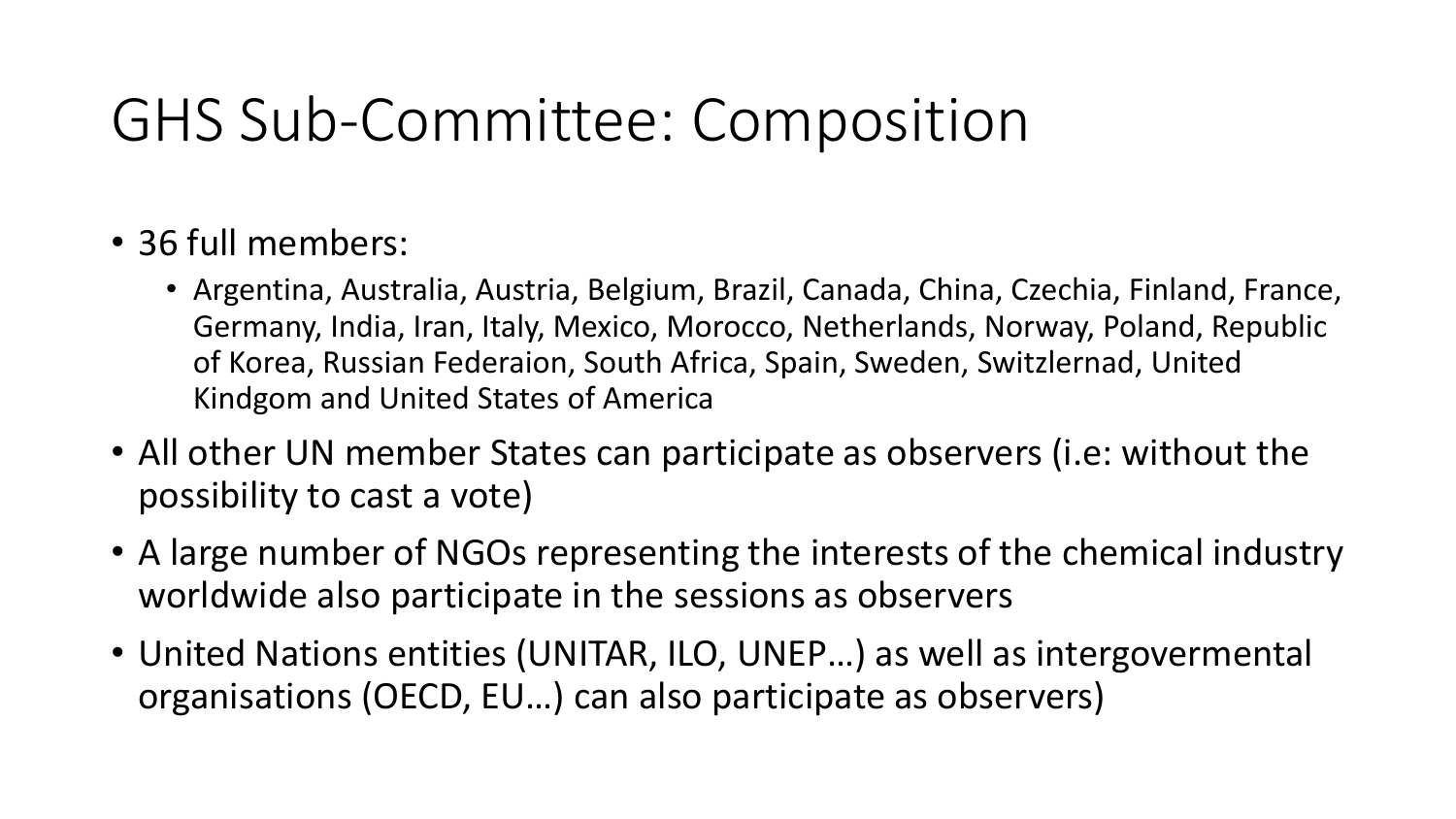# GHS Sub-Committee: Composition

- 36 full members:
  - Argentina, Australia, Austria, Belgium, Brazil, Canada, China, Czechia, Finland, France, Germany, India, Iran, Italy, Mexico, Morocco, Netherlands, Norway, Poland, Republic of Korea, Russian Federaion, South Africa, Spain, Sweden, Switzlernad, United Kindgom and United States of America
- All other UN member States can participate as observers (i.e: without the possibility to cast a vote)
- A large number of NGOs representing the interests of the chemical industry worldwide also participate in the sessions as observers
- United Nations entities (UNITAR, ILO, UNEP…) as well as intergovermental organisations (OECD, EU…) can also participate as observers)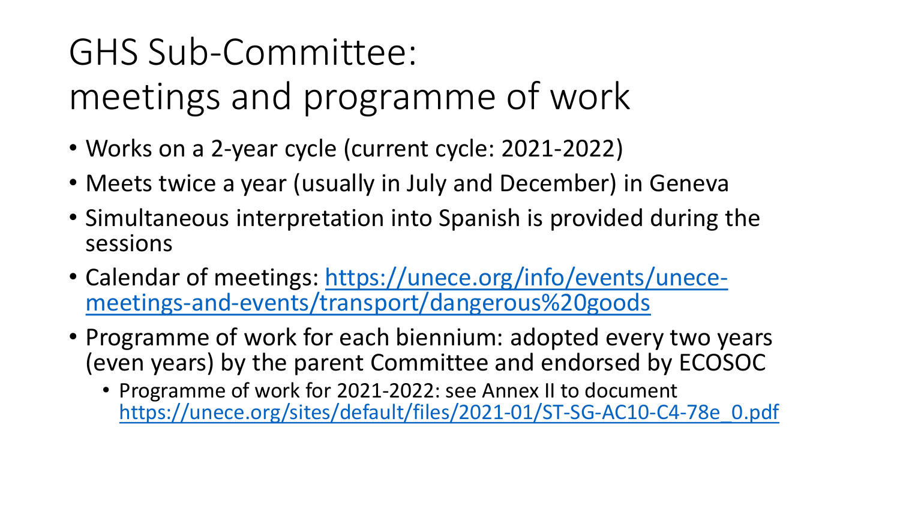# GHS Sub-Committee: meetings and programme of work

- Works on a 2-year cycle (current cycle: 2021-2022)
- Meets twice a year (usually in July and December) in Geneva
- Simultaneous interpretation into Spanish is provided during the sessions
- Calendar of meetings: [https://unece.org/info/events/unece-meetings-and-events/transport/dangerous%20goods](https://unece.org/info/events/unece-meetings-and-events/transport/dangerous%20goods)
- Programme of work for each biennium: adopted every two years (even years) by the parent Committee and endorsed by ECOSOC
  - Programme of work for 2021-2022: see Annex II to document [https://unece.org/sites/default/files/2021-01/ST-SG-AC10-C4-78e_0.pdf](https://unece.org/sites/default/files/2021-01/ST-SG-AC10-C4-78e_0.pdf)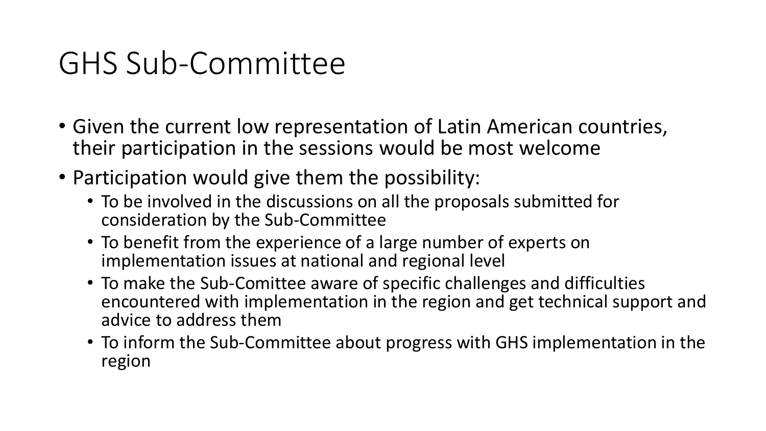# GHS Sub-Committee

- Given the current low representation of Latin American countries, their participation in the sessions would be most welcome
- Participation would give them the possibility:
  - To be involved in the discussions on all the proposals submitted for consideration by the Sub-Committee
  - To benefit from the experience of a large number of experts on implementation issues at national and regional level
  - To make the Sub-Comittee aware of specific challenges and difficulties encountered with implementation in the region and get technical support and advice to address them
  - To inform the Sub-Committee about progress with GHS implementation in the region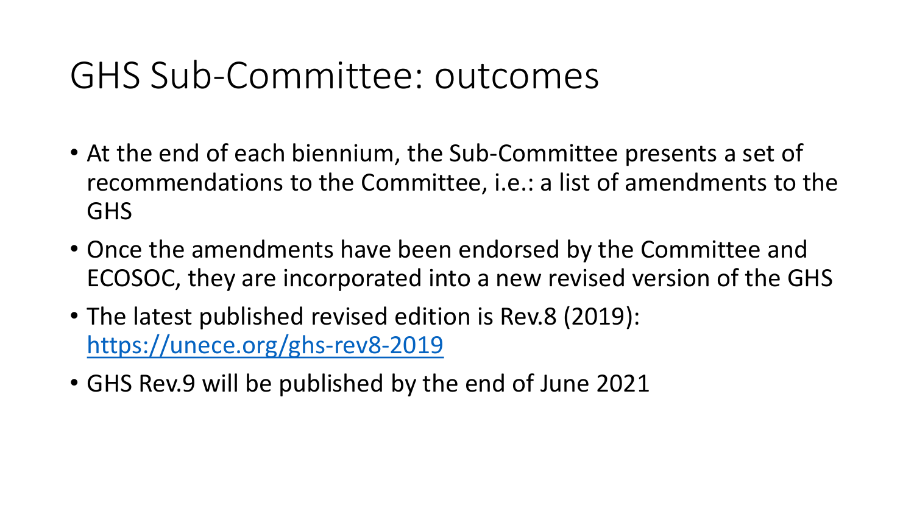# GHS Sub-Committee: outcomes

- At the end of each biennium, the Sub-Committee presents a set of recommendations to the Committee, i.e.: a list of amendments to the GHS
- Once the amendments have been endorsed by the Committee and ECOSOC, they are incorporated into a new revised version of the GHS
- The latest published revised edition is Rev.8 (2019): https://unece.org/ghs-rev8-2019
- GHS Rev.9 will be published by the end of June 2021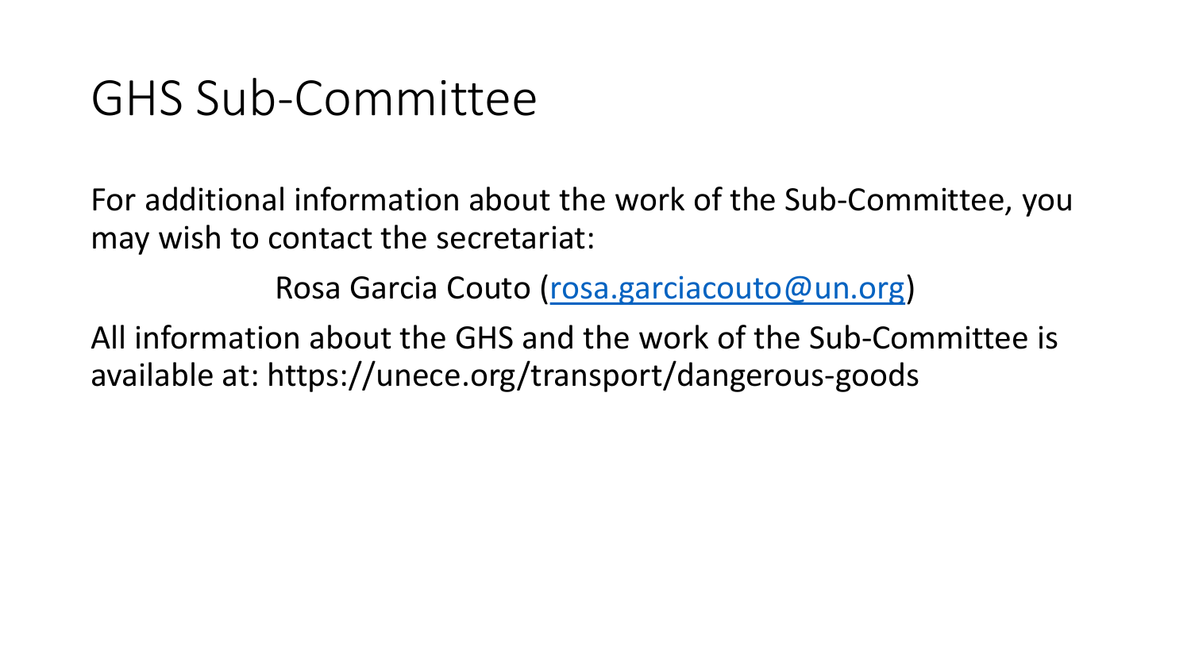# GHS Sub-Committee

For additional information about the work of the Sub-Committee, you may wish to contact the secretariat:

Rosa Garcia Couto (rosa.garciacouto@un.org)

All information about the GHS and the work of the Sub-Committee is available at: https://unece.org/transport/dangerous-goods